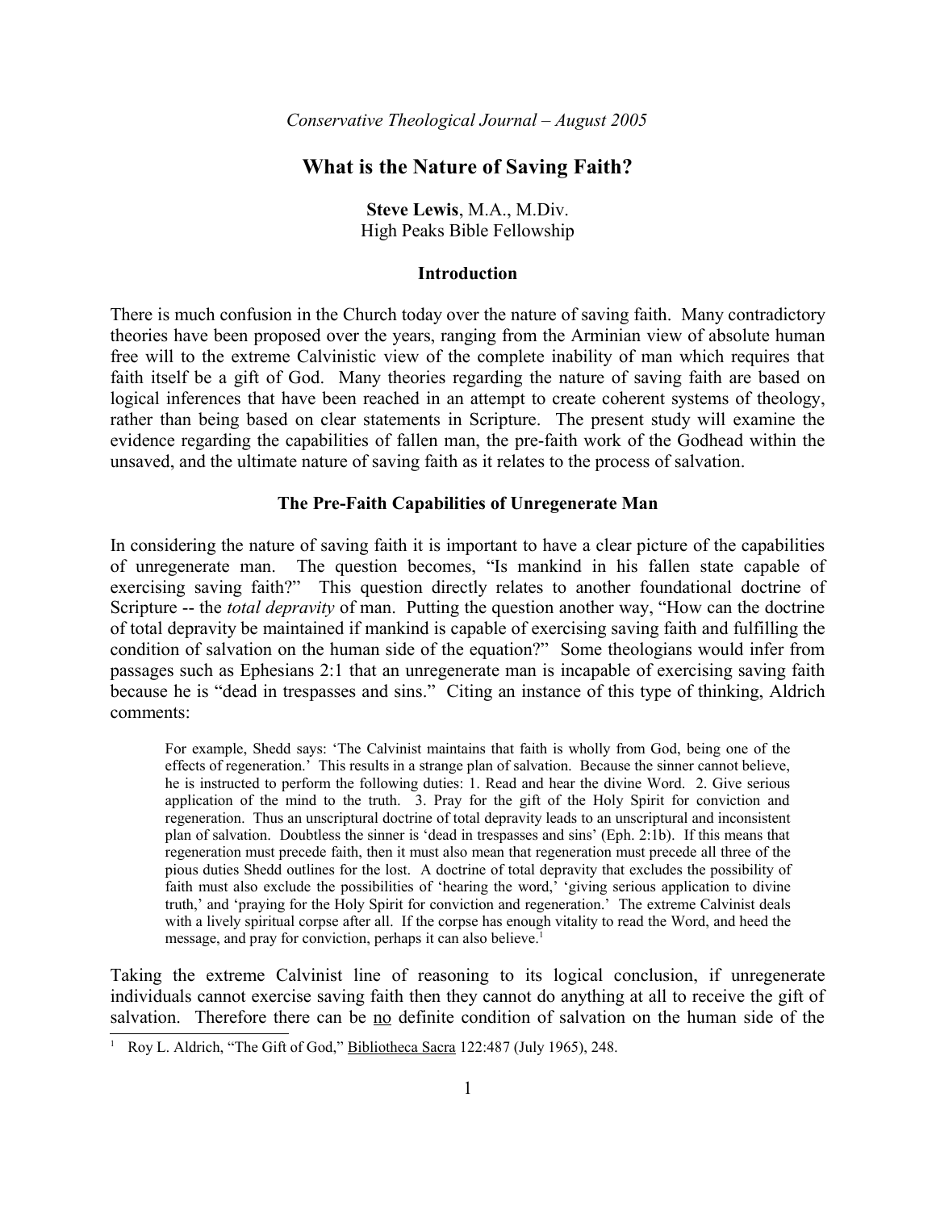*Conservative Theological Journal – August 2005*

# What is the Nature of Saving Faith?

**Steve Lewis**, M.A., M.Div.
High Peaks Bible Fellowship

## Introduction

There is much confusion in the Church today over the nature of saving faith. Many contradictory theories have been proposed over the years, ranging from the Arminian view of absolute human free will to the extreme Calvinistic view of the complete inability of man which requires that faith itself be a gift of God. Many theories regarding the nature of saving faith are based on logical inferences that have been reached in an attempt to create coherent systems of theology, rather than being based on clear statements in Scripture. The present study will examine the evidence regarding the capabilities of fallen man, the pre-faith work of the Godhead within the unsaved, and the ultimate nature of saving faith as it relates to the process of salvation.

## The Pre-Faith Capabilities of Unregenerate Man

In considering the nature of saving faith it is important to have a clear picture of the capabilities of unregenerate man. The question becomes, "Is mankind in his fallen state capable of exercising saving faith?" This question directly relates to another foundational doctrine of Scripture -- the *total depravity* of man. Putting the question another way, "How can the doctrine of total depravity be maintained if mankind is capable of exercising saving faith and fulfilling the condition of salvation on the human side of the equation?" Some theologians would infer from passages such as Ephesians 2:1 that an unregenerate man is incapable of exercising saving faith because he is "dead in trespasses and sins." Citing an instance of this type of thinking, Aldrich comments:

> For example, Shedd says: 'The Calvinist maintains that faith is wholly from God, being one of the effects of regeneration.' This results in a strange plan of salvation. Because the sinner cannot believe, he is instructed to perform the following duties: 1. Read and hear the divine Word. 2. Give serious application of the mind to the truth. 3. Pray for the gift of the Holy Spirit for conviction and regeneration. Thus an unscriptural doctrine of total depravity leads to an unscriptural and inconsistent plan of salvation. Doubtless the sinner is 'dead in trespasses and sins' (Eph. 2:1b). If this means that regeneration must precede faith, then it must also mean that regeneration must precede all three of the pious duties Shedd outlines for the lost. A doctrine of total depravity that excludes the possibility of faith must also exclude the possibilities of 'hearing the word,' 'giving serious application to divine truth,' and 'praying for the Holy Spirit for conviction and regeneration.' The extreme Calvinist deals with a lively spiritual corpse after all. If the corpse has enough vitality to read the Word, and heed the message, and pray for conviction, perhaps it can also believe.[1]

Taking the extreme Calvinist line of reasoning to its logical conclusion, if unregenerate individuals cannot exercise saving faith then they cannot do anything at all to receive the gift of salvation. Therefore there can be <u>no</u> definite condition of salvation on the human side of the

[1] Roy L. Aldrich, "The Gift of God," <u>Bibliotheca Sacra</u> 122:487 (July 1965), 248.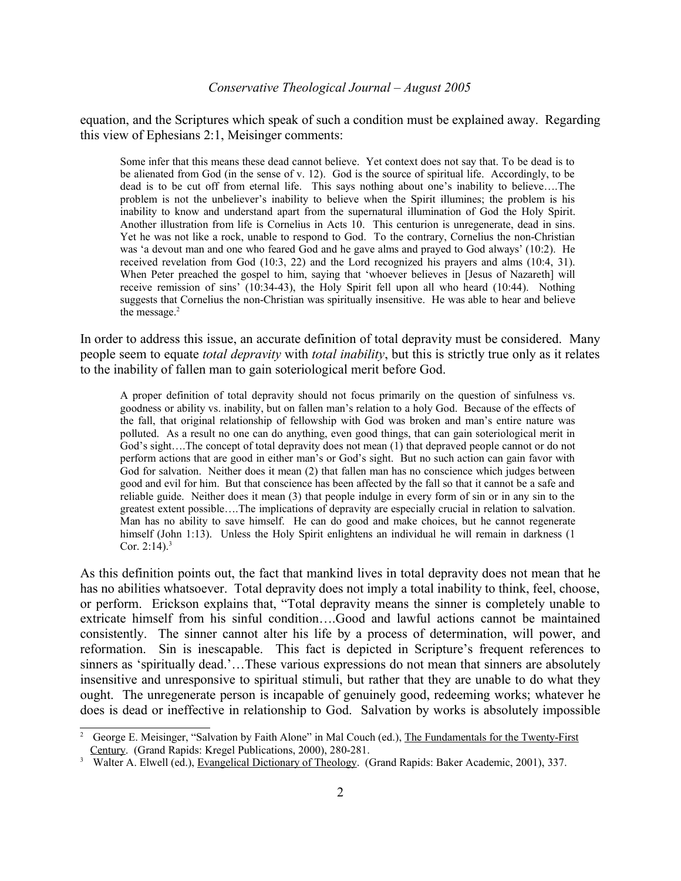equation, and the Scriptures which speak of such a condition must be explained away. Regarding this view of Ephesians 2:1, Meisinger comments:

> Some infer that this means these dead cannot believe. Yet context does not say that. To be dead is to be alienated from God (in the sense of v. 12). God is the source of spiritual life. Accordingly, to be dead is to be cut off from eternal life. This says nothing about one's inability to believe….The problem is not the unbeliever's inability to believe when the Spirit illumines; the problem is his inability to know and understand apart from the supernatural illumination of God the Holy Spirit. Another illustration from life is Cornelius in Acts 10. This centurion is unregenerate, dead in sins. Yet he was not like a rock, unable to respond to God. To the contrary, Cornelius the non-Christian was 'a devout man and one who feared God and he gave alms and prayed to God always' (10:2). He received revelation from God (10:3, 22) and the Lord recognized his prayers and alms (10:4, 31). When Peter preached the gospel to him, saying that 'whoever believes in [Jesus of Nazareth] will receive remission of sins' (10:34-43), the Holy Spirit fell upon all who heard (10:44). Nothing suggests that Cornelius the non-Christian was spiritually insensitive. He was able to hear and believe the message.[2]

In order to address this issue, an accurate definition of total depravity must be considered. Many people seem to equate *total depravity* with *total inability*, but this is strictly true only as it relates to the inability of fallen man to gain soteriological merit before God.

> A proper definition of total depravity should not focus primarily on the question of sinfulness vs. goodness or ability vs. inability, but on fallen man's relation to a holy God. Because of the effects of the fall, that original relationship of fellowship with God was broken and man's entire nature was polluted. As a result no one can do anything, even good things, that can gain soteriological merit in God's sight….The concept of total depravity does not mean (1) that depraved people cannot or do not perform actions that are good in either man's or God's sight. But no such action can gain favor with God for salvation. Neither does it mean (2) that fallen man has no conscience which judges between good and evil for him. But that conscience has been affected by the fall so that it cannot be a safe and reliable guide. Neither does it mean (3) that people indulge in every form of sin or in any sin to the greatest extent possible….The implications of depravity are especially crucial in relation to salvation. Man has no ability to save himself. He can do good and make choices, but he cannot regenerate himself (John 1:13). Unless the Holy Spirit enlightens an individual he will remain in darkness (1 Cor. 2:14).[3]

As this definition points out, the fact that mankind lives in total depravity does not mean that he has no abilities whatsoever. Total depravity does not imply a total inability to think, feel, choose, or perform. Erickson explains that, "Total depravity means the sinner is completely unable to extricate himself from his sinful condition….Good and lawful actions cannot be maintained consistently. The sinner cannot alter his life by a process of determination, will power, and reformation. Sin is inescapable. This fact is depicted in Scripture's frequent references to sinners as 'spiritually dead.'…These various expressions do not mean that sinners are absolutely insensitive and unresponsive to spiritual stimuli, but rather that they are unable to do what they ought. The unregenerate person is incapable of genuinely good, redeeming works; whatever he does is dead or ineffective in relationship to God. Salvation by works is absolutely impossible

---

[2] George E. Meisinger, "Salvation by Faith Alone" in Mal Couch (ed.), The Fundamentals for the Twenty-First Century. (Grand Rapids: Kregel Publications, 2000), 280-281.

[3] Walter A. Elwell (ed.), Evangelical Dictionary of Theology. (Grand Rapids: Baker Academic, 2001), 337.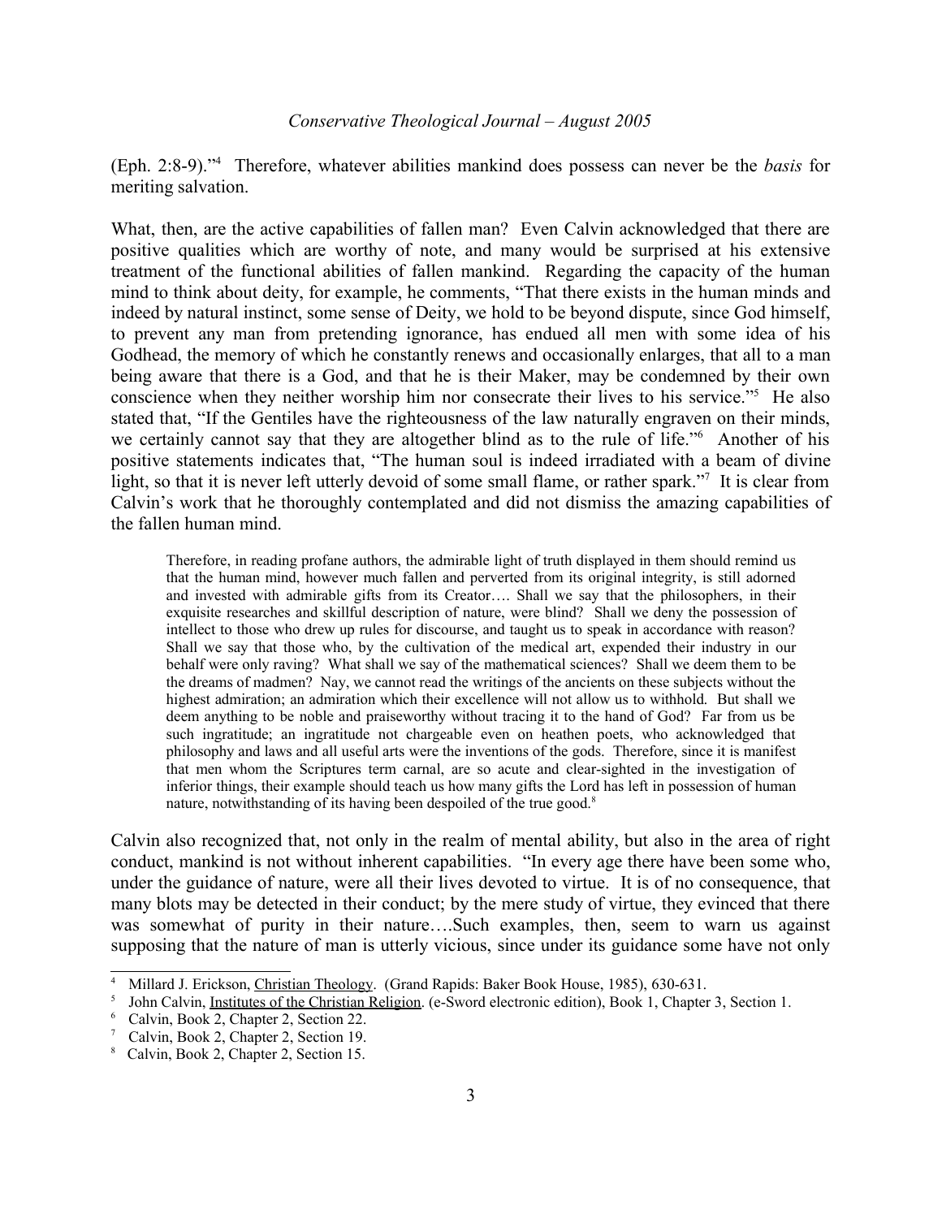(Eph. 2:8-9)."[4] Therefore, whatever abilities mankind does possess can never be the *basis* for meriting salvation.

What, then, are the active capabilities of fallen man? Even Calvin acknowledged that there are positive qualities which are worthy of note, and many would be surprised at his extensive treatment of the functional abilities of fallen mankind. Regarding the capacity of the human mind to think about deity, for example, he comments, "That there exists in the human minds and indeed by natural instinct, some sense of Deity, we hold to be beyond dispute, since God himself, to prevent any man from pretending ignorance, has endued all men with some idea of his Godhead, the memory of which he constantly renews and occasionally enlarges, that all to a man being aware that there is a God, and that he is their Maker, may be condemned by their own conscience when they neither worship him nor consecrate their lives to his service."[5] He also stated that, "If the Gentiles have the righteousness of the law naturally engraven on their minds, we certainly cannot say that they are altogether blind as to the rule of life."[6] Another of his positive statements indicates that, "The human soul is indeed irradiated with a beam of divine light, so that it is never left utterly devoid of some small flame, or rather spark."[7] It is clear from Calvin's work that he thoroughly contemplated and did not dismiss the amazing capabilities of the fallen human mind.

> Therefore, in reading profane authors, the admirable light of truth displayed in them should remind us that the human mind, however much fallen and perverted from its original integrity, is still adorned and invested with admirable gifts from its Creator…. Shall we say that the philosophers, in their exquisite researches and skillful description of nature, were blind? Shall we deny the possession of intellect to those who drew up rules for discourse, and taught us to speak in accordance with reason? Shall we say that those who, by the cultivation of the medical art, expended their industry in our behalf were only raving? What shall we say of the mathematical sciences? Shall we deem them to be the dreams of madmen? Nay, we cannot read the writings of the ancients on these subjects without the highest admiration; an admiration which their excellence will not allow us to withhold. But shall we deem anything to be noble and praiseworthy without tracing it to the hand of God? Far from us be such ingratitude; an ingratitude not chargeable even on heathen poets, who acknowledged that philosophy and laws and all useful arts were the inventions of the gods. Therefore, since it is manifest that men whom the Scriptures term carnal, are so acute and clear-sighted in the investigation of inferior things, their example should teach us how many gifts the Lord has left in possession of human nature, notwithstanding of its having been despoiled of the true good.[8]

Calvin also recognized that, not only in the realm of mental ability, but also in the area of right conduct, mankind is not without inherent capabilities. "In every age there have been some who, under the guidance of nature, were all their lives devoted to virtue. It is of no consequence, that many blots may be detected in their conduct; by the mere study of virtue, they evinced that there was somewhat of purity in their nature….Such examples, then, seem to warn us against supposing that the nature of man is utterly vicious, since under its guidance some have not only

---

[4] Millard J. Erickson, Christian Theology. (Grand Rapids: Baker Book House, 1985), 630-631.

[5] John Calvin, Institutes of the Christian Religion. (e-Sword electronic edition), Book 1, Chapter 3, Section 1.

[6] Calvin, Book 2, Chapter 2, Section 22.

[7] Calvin, Book 2, Chapter 2, Section 19.

[8] Calvin, Book 2, Chapter 2, Section 15.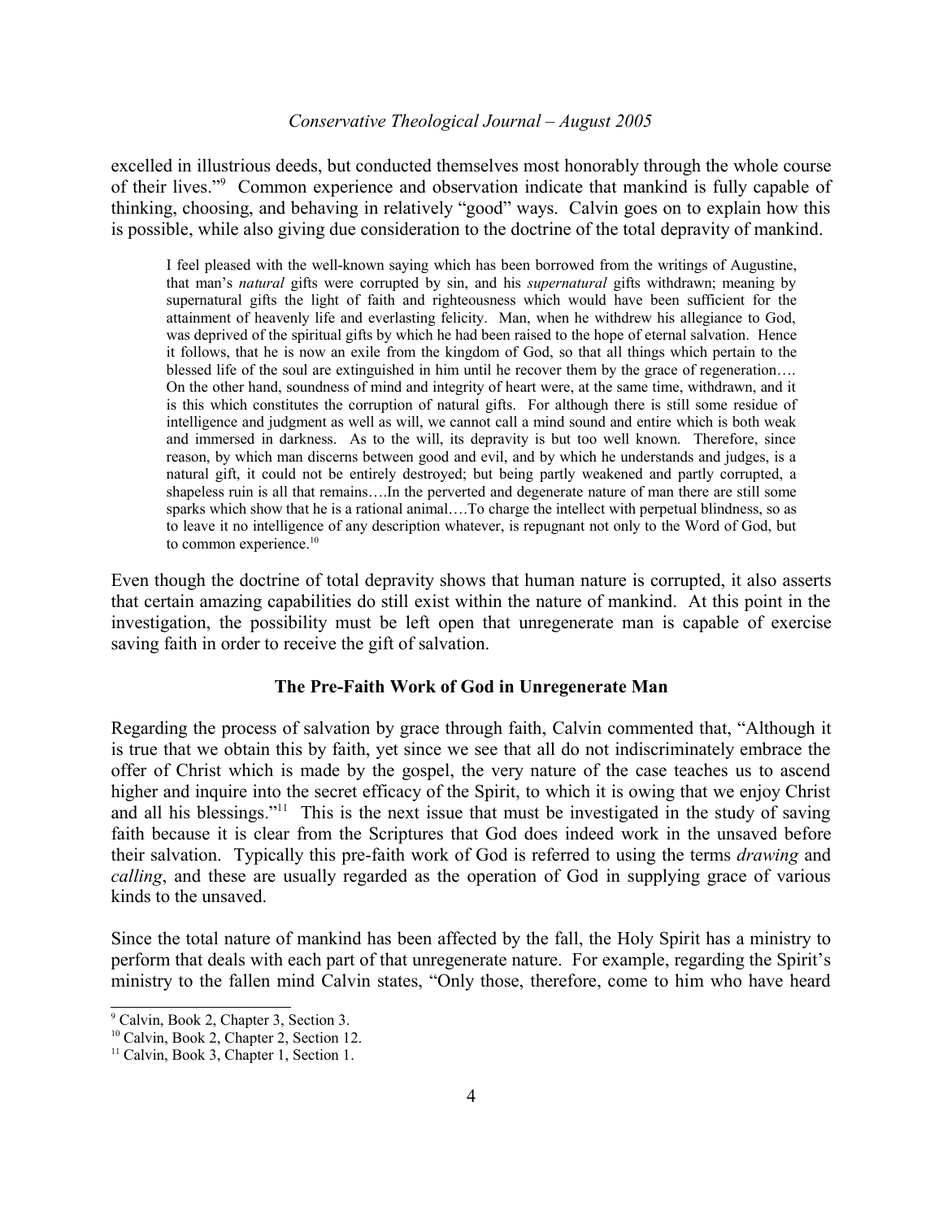excelled in illustrious deeds, but conducted themselves most honorably through the whole course of their lives."[9] Common experience and observation indicate that mankind is fully capable of thinking, choosing, and behaving in relatively "good" ways. Calvin goes on to explain how this is possible, while also giving due consideration to the doctrine of the total depravity of mankind.

> I feel pleased with the well-known saying which has been borrowed from the writings of Augustine, that man's *natural* gifts were corrupted by sin, and his *supernatural* gifts withdrawn; meaning by supernatural gifts the light of faith and righteousness which would have been sufficient for the attainment of heavenly life and everlasting felicity. Man, when he withdrew his allegiance to God, was deprived of the spiritual gifts by which he had been raised to the hope of eternal salvation. Hence it follows, that he is now an exile from the kingdom of God, so that all things which pertain to the blessed life of the soul are extinguished in him until he recover them by the grace of regeneration…. On the other hand, soundness of mind and integrity of heart were, at the same time, withdrawn, and it is this which constitutes the corruption of natural gifts. For although there is still some residue of intelligence and judgment as well as will, we cannot call a mind sound and entire which is both weak and immersed in darkness. As to the will, its depravity is but too well known. Therefore, since reason, by which man discerns between good and evil, and by which he understands and judges, is a natural gift, it could not be entirely destroyed; but being partly weakened and partly corrupted, a shapeless ruin is all that remains….In the perverted and degenerate nature of man there are still some sparks which show that he is a rational animal….To charge the intellect with perpetual blindness, so as to leave it no intelligence of any description whatever, is repugnant not only to the Word of God, but to common experience.[10]

Even though the doctrine of total depravity shows that human nature is corrupted, it also asserts that certain amazing capabilities do still exist within the nature of mankind. At this point in the investigation, the possibility must be left open that unregenerate man is capable of exercise saving faith in order to receive the gift of salvation.

### The Pre-Faith Work of God in Unregenerate Man

Regarding the process of salvation by grace through faith, Calvin commented that, "Although it is true that we obtain this by faith, yet since we see that all do not indiscriminately embrace the offer of Christ which is made by the gospel, the very nature of the case teaches us to ascend higher and inquire into the secret efficacy of the Spirit, to which it is owing that we enjoy Christ and all his blessings."[11] This is the next issue that must be investigated in the study of saving faith because it is clear from the Scriptures that God does indeed work in the unsaved before their salvation. Typically this pre-faith work of God is referred to using the terms *drawing* and *calling*, and these are usually regarded as the operation of God in supplying grace of various kinds to the unsaved.

Since the total nature of mankind has been affected by the fall, the Holy Spirit has a ministry to perform that deals with each part of that unregenerate nature. For example, regarding the Spirit's ministry to the fallen mind Calvin states, "Only those, therefore, come to him who have heard

---

[9] Calvin, Book 2, Chapter 3, Section 3.

[10] Calvin, Book 2, Chapter 2, Section 12.

[11] Calvin, Book 3, Chapter 1, Section 1.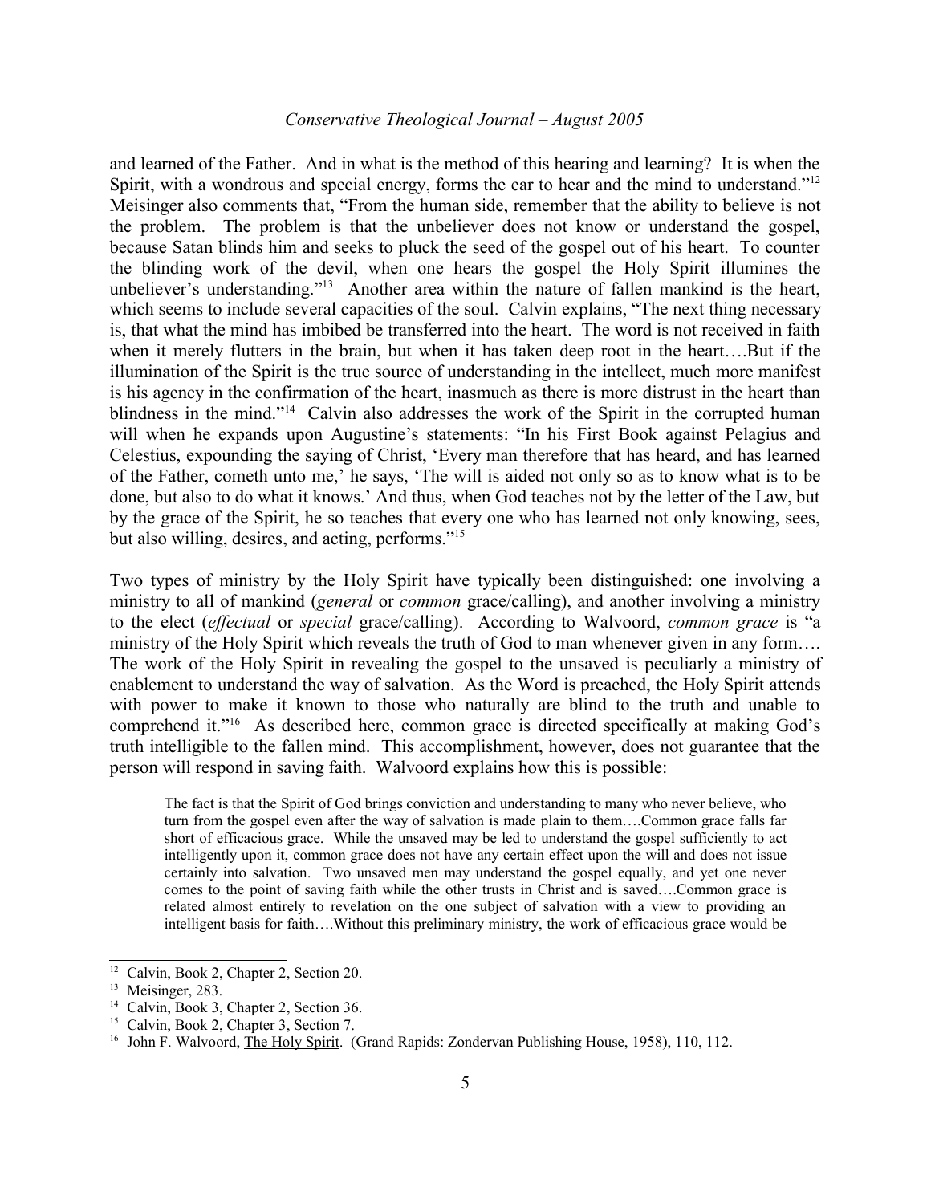and learned of the Father. And in what is the method of this hearing and learning? It is when the Spirit, with a wondrous and special energy, forms the ear to hear and the mind to understand."[12] Meisinger also comments that, "From the human side, remember that the ability to believe is not the problem. The problem is that the unbeliever does not know or understand the gospel, because Satan blinds him and seeks to pluck the seed of the gospel out of his heart. To counter the blinding work of the devil, when one hears the gospel the Holy Spirit illumines the unbeliever's understanding."[13] Another area within the nature of fallen mankind is the heart, which seems to include several capacities of the soul. Calvin explains, "The next thing necessary is, that what the mind has imbibed be transferred into the heart. The word is not received in faith when it merely flutters in the brain, but when it has taken deep root in the heart….But if the illumination of the Spirit is the true source of understanding in the intellect, much more manifest is his agency in the confirmation of the heart, inasmuch as there is more distrust in the heart than blindness in the mind."[14] Calvin also addresses the work of the Spirit in the corrupted human will when he expands upon Augustine's statements: "In his First Book against Pelagius and Celestius, expounding the saying of Christ, 'Every man therefore that has heard, and has learned of the Father, cometh unto me,' he says, 'The will is aided not only so as to know what is to be done, but also to do what it knows.' And thus, when God teaches not by the letter of the Law, but by the grace of the Spirit, he so teaches that every one who has learned not only knowing, sees, but also willing, desires, and acting, performs."[15]

Two types of ministry by the Holy Spirit have typically been distinguished: one involving a ministry to all of mankind (*general* or *common* grace/calling), and another involving a ministry to the elect (*effectual* or *special* grace/calling). According to Walvoord, *common grace* is "a ministry of the Holy Spirit which reveals the truth of God to man whenever given in any form…. The work of the Holy Spirit in revealing the gospel to the unsaved is peculiarly a ministry of enablement to understand the way of salvation. As the Word is preached, the Holy Spirit attends with power to make it known to those who naturally are blind to the truth and unable to comprehend it."[16] As described here, common grace is directed specifically at making God's truth intelligible to the fallen mind. This accomplishment, however, does not guarantee that the person will respond in saving faith. Walvoord explains how this is possible:

> The fact is that the Spirit of God brings conviction and understanding to many who never believe, who turn from the gospel even after the way of salvation is made plain to them….Common grace falls far short of efficacious grace. While the unsaved may be led to understand the gospel sufficiently to act intelligently upon it, common grace does not have any certain effect upon the will and does not issue certainly into salvation. Two unsaved men may understand the gospel equally, and yet one never comes to the point of saving faith while the other trusts in Christ and is saved….Common grace is related almost entirely to revelation on the one subject of salvation with a view to providing an intelligent basis for faith….Without this preliminary ministry, the work of efficacious grace would be

---

[12] Calvin, Book 2, Chapter 2, Section 20.

[13] Meisinger, 283.

[14] Calvin, Book 3, Chapter 2, Section 36.

[15] Calvin, Book 2, Chapter 3, Section 7.

[16] John F. Walvoord, The Holy Spirit. (Grand Rapids: Zondervan Publishing House, 1958), 110, 112.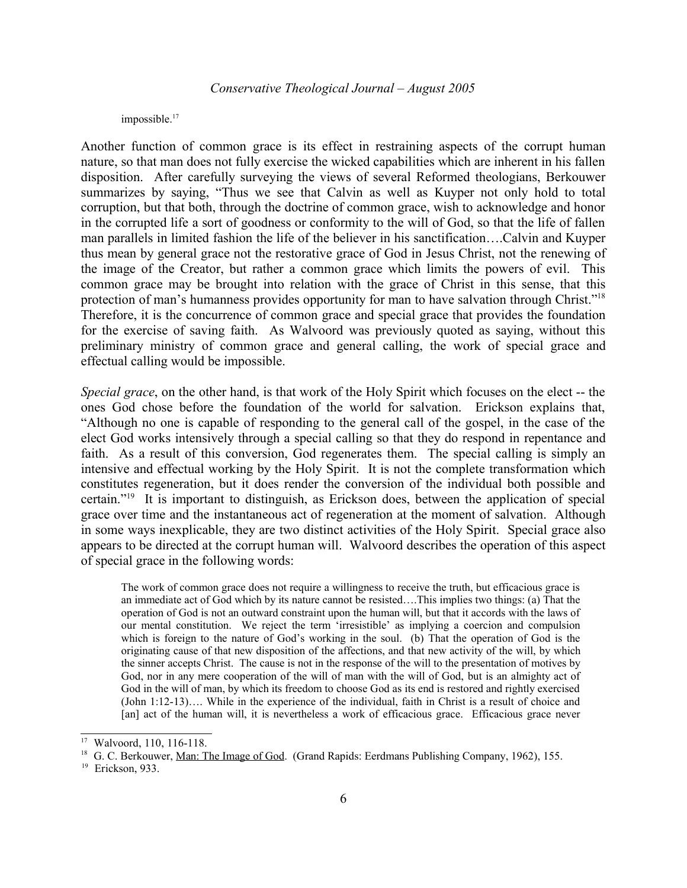impossible.[17]

Another function of common grace is its effect in restraining aspects of the corrupt human nature, so that man does not fully exercise the wicked capabilities which are inherent in his fallen disposition. After carefully surveying the views of several Reformed theologians, Berkouwer summarizes by saying, "Thus we see that Calvin as well as Kuyper not only hold to total corruption, but that both, through the doctrine of common grace, wish to acknowledge and honor in the corrupted life a sort of goodness or conformity to the will of God, so that the life of fallen man parallels in limited fashion the life of the believer in his sanctification….Calvin and Kuyper thus mean by general grace not the restorative grace of God in Jesus Christ, not the renewing of the image of the Creator, but rather a common grace which limits the powers of evil. This common grace may be brought into relation with the grace of Christ in this sense, that this protection of man's humanness provides opportunity for man to have salvation through Christ."[18] Therefore, it is the concurrence of common grace and special grace that provides the foundation for the exercise of saving faith. As Walvoord was previously quoted as saying, without this preliminary ministry of common grace and general calling, the work of special grace and effectual calling would be impossible.

*Special grace*, on the other hand, is that work of the Holy Spirit which focuses on the elect -- the ones God chose before the foundation of the world for salvation. Erickson explains that, "Although no one is capable of responding to the general call of the gospel, in the case of the elect God works intensively through a special calling so that they do respond in repentance and faith. As a result of this conversion, God regenerates them. The special calling is simply an intensive and effectual working by the Holy Spirit. It is not the complete transformation which constitutes regeneration, but it does render the conversion of the individual both possible and certain."[19] It is important to distinguish, as Erickson does, between the application of special grace over time and the instantaneous act of regeneration at the moment of salvation. Although in some ways inexplicable, they are two distinct activities of the Holy Spirit. Special grace also appears to be directed at the corrupt human will. Walvoord describes the operation of this aspect of special grace in the following words:

> The work of common grace does not require a willingness to receive the truth, but efficacious grace is an immediate act of God which by its nature cannot be resisted….This implies two things: (a) That the operation of God is not an outward constraint upon the human will, but that it accords with the laws of our mental constitution. We reject the term 'irresistible' as implying a coercion and compulsion which is foreign to the nature of God's working in the soul. (b) That the operation of God is the originating cause of that new disposition of the affections, and that new activity of the will, by which the sinner accepts Christ. The cause is not in the response of the will to the presentation of motives by God, nor in any mere cooperation of the will of man with the will of God, but is an almighty act of God in the will of man, by which its freedom to choose God as its end is restored and rightly exercised (John 1:12-13)…. While in the experience of the individual, faith in Christ is a result of choice and [an] act of the human will, it is nevertheless a work of efficacious grace. Efficacious grace never

---

[17] Walvoord, 110, 116-118.

[18] G. C. Berkouwer, Man: The Image of God. (Grand Rapids: Eerdmans Publishing Company, 1962), 155.

[19] Erickson, 933.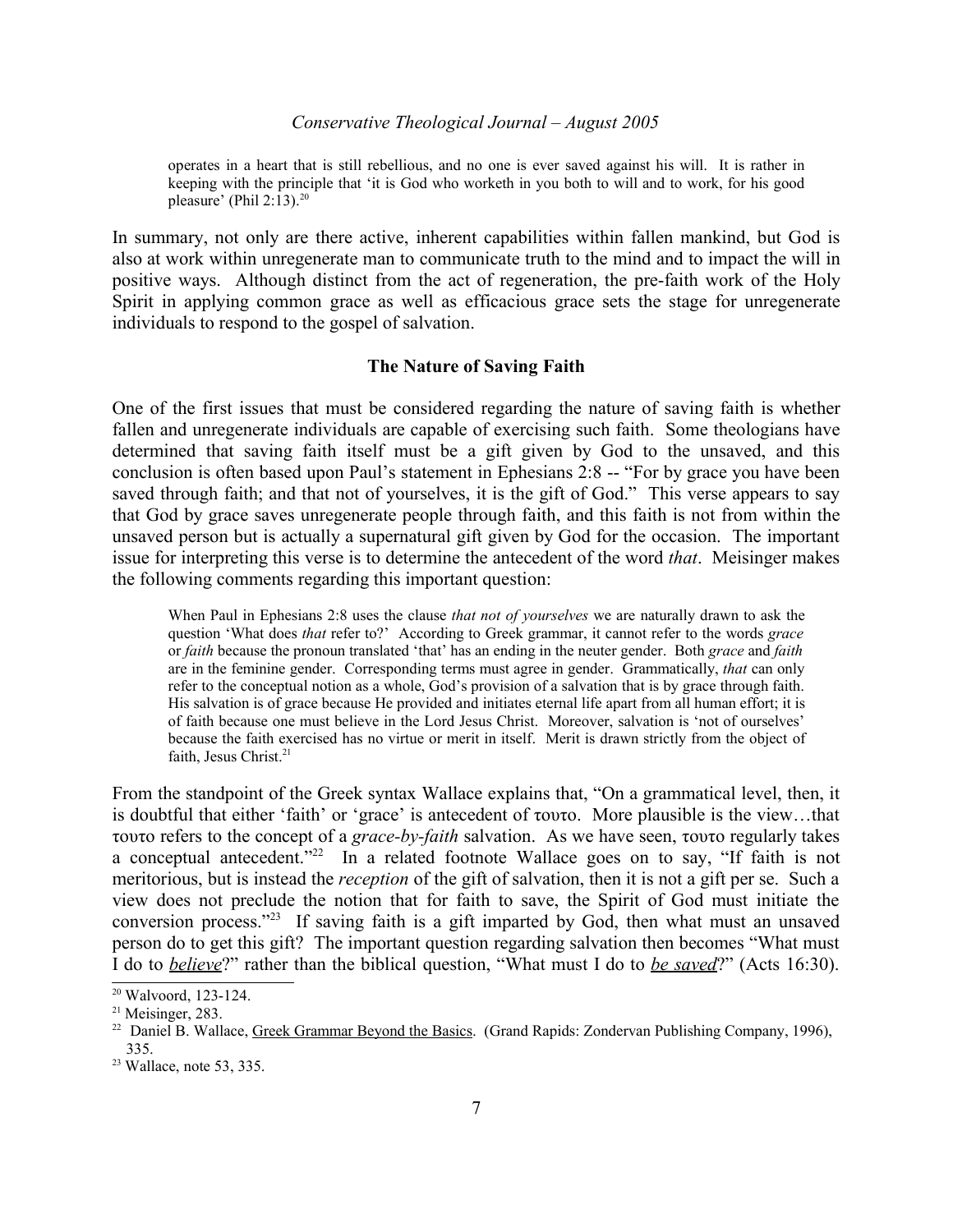> operates in a heart that is still rebellious, and no one is ever saved against his will. It is rather in keeping with the principle that 'it is God who worketh in you both to will and to work, for his good pleasure' (Phil 2:13).[20]

In summary, not only are there active, inherent capabilities within fallen mankind, but God is also at work within unregenerate man to communicate truth to the mind and to impact the will in positive ways. Although distinct from the act of regeneration, the pre-faith work of the Holy Spirit in applying common grace as well as efficacious grace sets the stage for unregenerate individuals to respond to the gospel of salvation.

### The Nature of Saving Faith

One of the first issues that must be considered regarding the nature of saving faith is whether fallen and unregenerate individuals are capable of exercising such faith. Some theologians have determined that saving faith itself must be a gift given by God to the unsaved, and this conclusion is often based upon Paul's statement in Ephesians 2:8 -- "For by grace you have been saved through faith; and that not of yourselves, it is the gift of God." This verse appears to say that God by grace saves unregenerate people through faith, and this faith is not from within the unsaved person but is actually a supernatural gift given by God for the occasion. The important issue for interpreting this verse is to determine the antecedent of the word *that*. Meisinger makes the following comments regarding this important question:

> When Paul in Ephesians 2:8 uses the clause *that not of yourselves* we are naturally drawn to ask the question 'What does *that* refer to?' According to Greek grammar, it cannot refer to the words *grace* or *faith* because the pronoun translated 'that' has an ending in the neuter gender. Both *grace* and *faith* are in the feminine gender. Corresponding terms must agree in gender. Grammatically, *that* can only refer to the conceptual notion as a whole, God's provision of a salvation that is by grace through faith. His salvation is of grace because He provided and initiates eternal life apart from all human effort; it is of faith because one must believe in the Lord Jesus Christ. Moreover, salvation is 'not of ourselves' because the faith exercised has no virtue or merit in itself. Merit is drawn strictly from the object of faith, Jesus Christ.[21]

From the standpoint of the Greek syntax Wallace explains that, "On a grammatical level, then, it is doubtful that either 'faith' or 'grace' is antecedent of τουτο. More plausible is the view…that τουτο refers to the concept of a *grace-by-faith* salvation. As we have seen, τουτο regularly takes a conceptual antecedent."[22] In a related footnote Wallace goes on to say, "If faith is not meritorious, but is instead the *reception* of the gift of salvation, then it is not a gift per se. Such a view does not preclude the notion that for faith to save, the Spirit of God must initiate the conversion process."[23] If saving faith is a gift imparted by God, then what must an unsaved person do to get this gift? The important question regarding salvation then becomes "What must I do to ***believe***?" rather than the biblical question, "What must I do to ***be saved***?" (Acts 16:30).

---

[20] Walvoord, 123-124.

[21] Meisinger, 283.

[22] Daniel B. Wallace, Greek Grammar Beyond the Basics. (Grand Rapids: Zondervan Publishing Company, 1996), 335.

[23] Wallace, note 53, 335.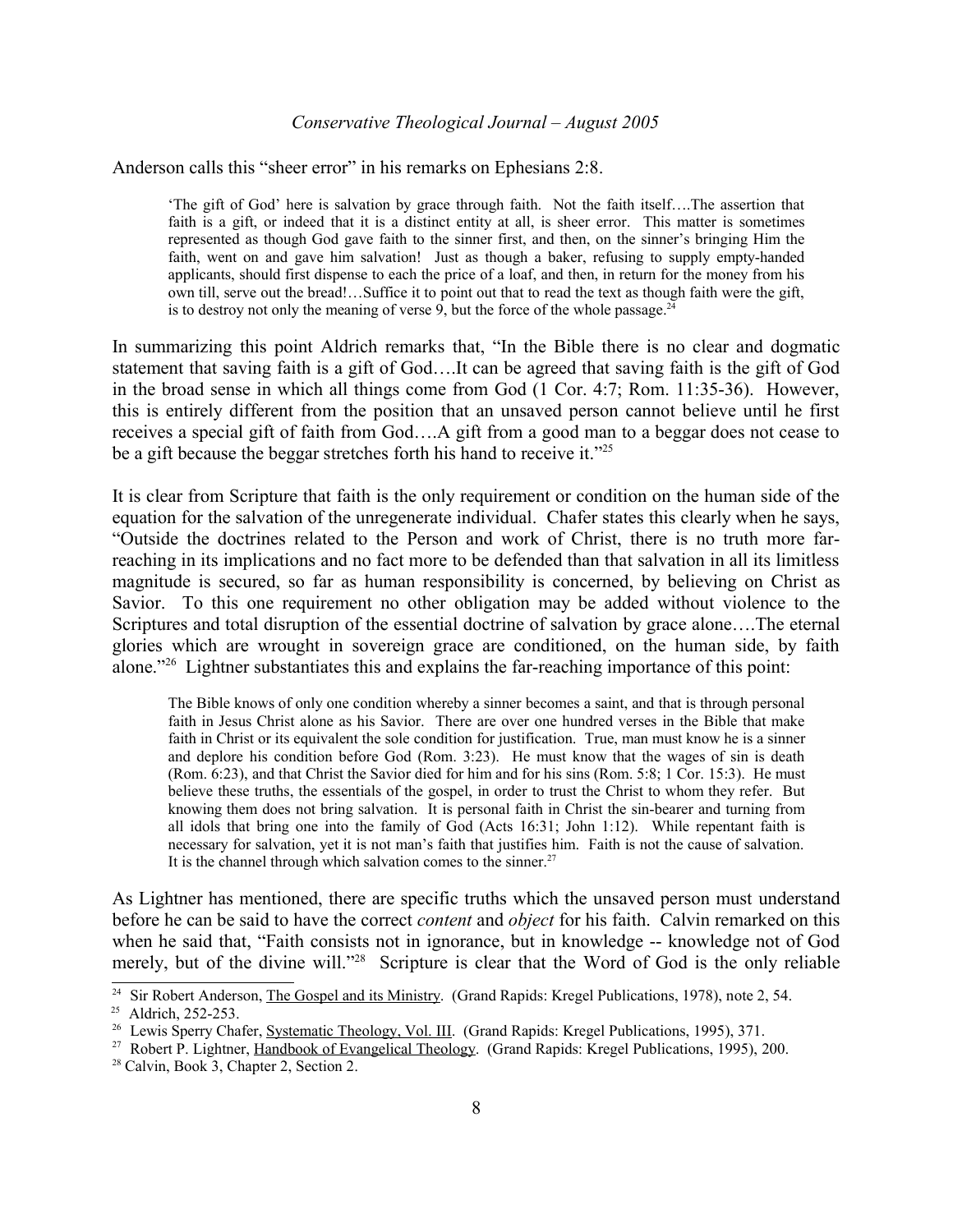Anderson calls this "sheer error" in his remarks on Ephesians 2:8.

> 'The gift of God' here is salvation by grace through faith. Not the faith itself….The assertion that faith is a gift, or indeed that it is a distinct entity at all, is sheer error. This matter is sometimes represented as though God gave faith to the sinner first, and then, on the sinner's bringing Him the faith, went on and gave him salvation! Just as though a baker, refusing to supply empty-handed applicants, should first dispense to each the price of a loaf, and then, in return for the money from his own till, serve out the bread!…Suffice it to point out that to read the text as though faith were the gift, is to destroy not only the meaning of verse 9, but the force of the whole passage.[24]

In summarizing this point Aldrich remarks that, "In the Bible there is no clear and dogmatic statement that saving faith is a gift of God….It can be agreed that saving faith is the gift of God in the broad sense in which all things come from God (1 Cor. 4:7; Rom. 11:35-36). However, this is entirely different from the position that an unsaved person cannot believe until he first receives a special gift of faith from God….A gift from a good man to a beggar does not cease to be a gift because the beggar stretches forth his hand to receive it."[25]

It is clear from Scripture that faith is the only requirement or condition on the human side of the equation for the salvation of the unregenerate individual. Chafer states this clearly when he says, "Outside the doctrines related to the Person and work of Christ, there is no truth more far-reaching in its implications and no fact more to be defended than that salvation in all its limitless magnitude is secured, so far as human responsibility is concerned, by believing on Christ as Savior. To this one requirement no other obligation may be added without violence to the Scriptures and total disruption of the essential doctrine of salvation by grace alone….The eternal glories which are wrought in sovereign grace are conditioned, on the human side, by faith alone."[26] Lightner substantiates this and explains the far-reaching importance of this point:

> The Bible knows of only one condition whereby a sinner becomes a saint, and that is through personal faith in Jesus Christ alone as his Savior. There are over one hundred verses in the Bible that make faith in Christ or its equivalent the sole condition for justification. True, man must know he is a sinner and deplore his condition before God (Rom. 3:23). He must know that the wages of sin is death (Rom. 6:23), and that Christ the Savior died for him and for his sins (Rom. 5:8; 1 Cor. 15:3). He must believe these truths, the essentials of the gospel, in order to trust the Christ to whom they refer. But knowing them does not bring salvation. It is personal faith in Christ the sin-bearer and turning from all idols that bring one into the family of God (Acts 16:31; John 1:12). While repentant faith is necessary for salvation, yet it is not man's faith that justifies him. Faith is not the cause of salvation. It is the channel through which salvation comes to the sinner.[27]

As Lightner has mentioned, there are specific truths which the unsaved person must understand before he can be said to have the correct *content* and *object* for his faith. Calvin remarked on this when he said that, "Faith consists not in ignorance, but in knowledge -- knowledge not of God merely, but of the divine will."[28] Scripture is clear that the Word of God is the only reliable

---

[24] Sir Robert Anderson, The Gospel and its Ministry. (Grand Rapids: Kregel Publications, 1978), note 2, 54.

[25] Aldrich, 252-253.

[26] Lewis Sperry Chafer, Systematic Theology, Vol. III. (Grand Rapids: Kregel Publications, 1995), 371.

[27] Robert P. Lightner, Handbook of Evangelical Theology. (Grand Rapids: Kregel Publications, 1995), 200.

[28] Calvin, Book 3, Chapter 2, Section 2.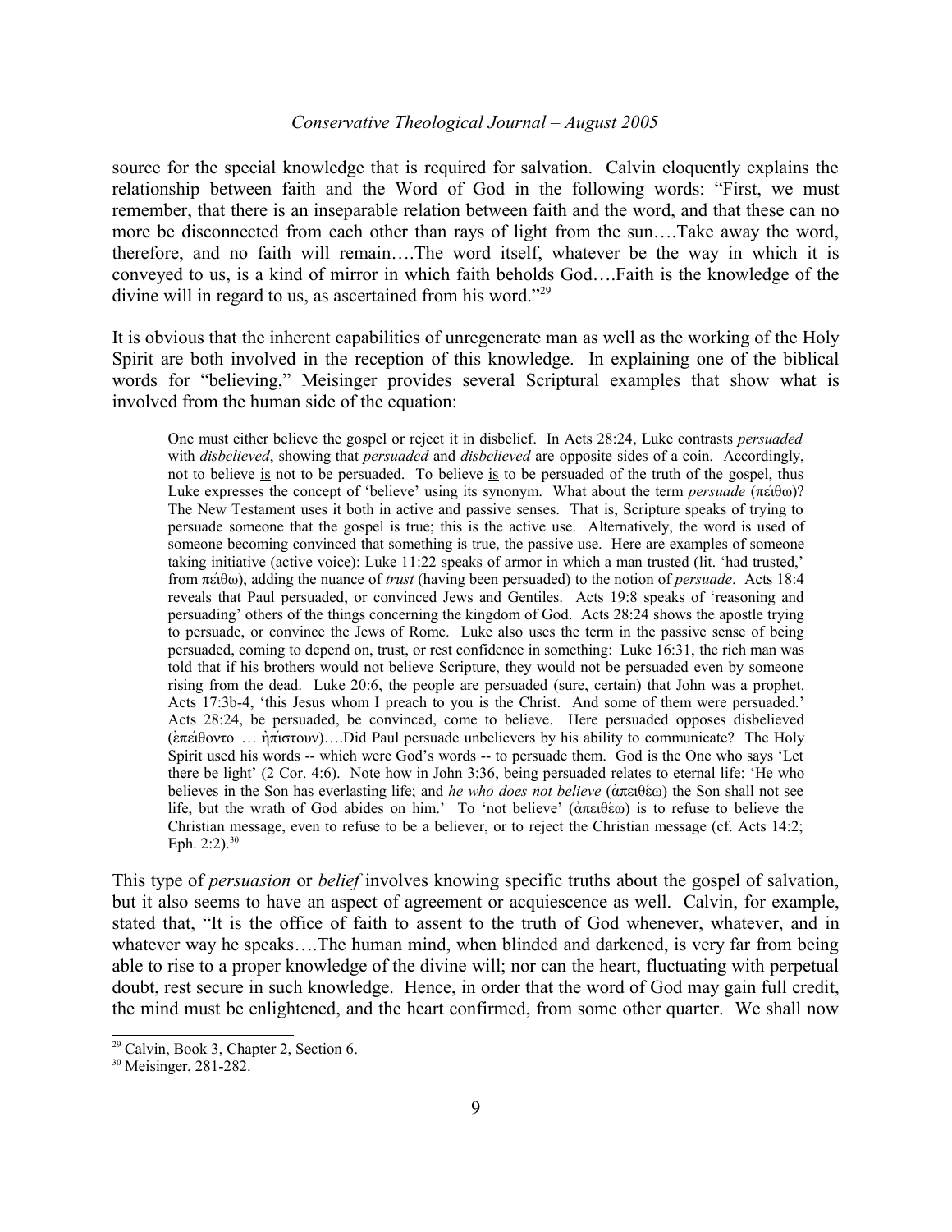source for the special knowledge that is required for salvation. Calvin eloquently explains the relationship between faith and the Word of God in the following words: "First, we must remember, that there is an inseparable relation between faith and the word, and that these can no more be disconnected from each other than rays of light from the sun….Take away the word, therefore, and no faith will remain….The word itself, whatever be the way in which it is conveyed to us, is a kind of mirror in which faith beholds God….Faith is the knowledge of the divine will in regard to us, as ascertained from his word."[29]

It is obvious that the inherent capabilities of unregenerate man as well as the working of the Holy Spirit are both involved in the reception of this knowledge. In explaining one of the biblical words for "believing," Meisinger provides several Scriptural examples that show what is involved from the human side of the equation:

> One must either believe the gospel or reject it in disbelief. In Acts 28:24, Luke contrasts *persuaded* with *disbelieved*, showing that *persuaded* and *disbelieved* are opposite sides of a coin. Accordingly, not to believe <u>is</u> not to be persuaded. To believe <u>is</u> to be persuaded of the truth of the gospel, thus Luke expresses the concept of 'believe' using its synonym. What about the term *persuade* (πέιθω)? The New Testament uses it both in active and passive senses. That is, Scripture speaks of trying to persuade someone that the gospel is true; this is the active use. Alternatively, the word is used of someone becoming convinced that something is true, the passive use. Here are examples of someone taking initiative (active voice): Luke 11:22 speaks of armor in which a man trusted (lit. 'had trusted,' from πέιθω), adding the nuance of *trust* (having been persuaded) to the notion of *persuade*. Acts 18:4 reveals that Paul persuaded, or convinced Jews and Gentiles. Acts 19:8 speaks of 'reasoning and persuading' others of the things concerning the kingdom of God. Acts 28:24 shows the apostle trying to persuade, or convince the Jews of Rome. Luke also uses the term in the passive sense of being persuaded, coming to depend on, trust, or rest confidence in something: Luke 16:31, the rich man was told that if his brothers would not believe Scripture, they would not be persuaded even by someone rising from the dead. Luke 20:6, the people are persuaded (sure, certain) that John was a prophet. Acts 17:3b-4, 'this Jesus whom I preach to you is the Christ. And some of them were persuaded.' Acts 28:24, be persuaded, be convinced, come to believe. Here persuaded opposes disbelieved (ἐπέιθοντο … ἠπίστουν)….Did Paul persuade unbelievers by his ability to communicate? The Holy Spirit used his words -- which were God's words -- to persuade them. God is the One who says 'Let there be light' (2 Cor. 4:6). Note how in John 3:36, being persuaded relates to eternal life: 'He who believes in the Son has everlasting life; and *he who does not believe* (ἀπειθέω) the Son shall not see life, but the wrath of God abides on him.' To 'not believe' (ἀπειθέω) is to refuse to believe the Christian message, even to refuse to be a believer, or to reject the Christian message (cf. Acts 14:2; Eph. 2:2).[30]

This type of *persuasion* or *belief* involves knowing specific truths about the gospel of salvation, but it also seems to have an aspect of agreement or acquiescence as well. Calvin, for example, stated that, "It is the office of faith to assent to the truth of God whenever, whatever, and in whatever way he speaks….The human mind, when blinded and darkened, is very far from being able to rise to a proper knowledge of the divine will; nor can the heart, fluctuating with perpetual doubt, rest secure in such knowledge. Hence, in order that the word of God may gain full credit, the mind must be enlightened, and the heart confirmed, from some other quarter. We shall now

---

[29] Calvin, Book 3, Chapter 2, Section 6.

[30] Meisinger, 281-282.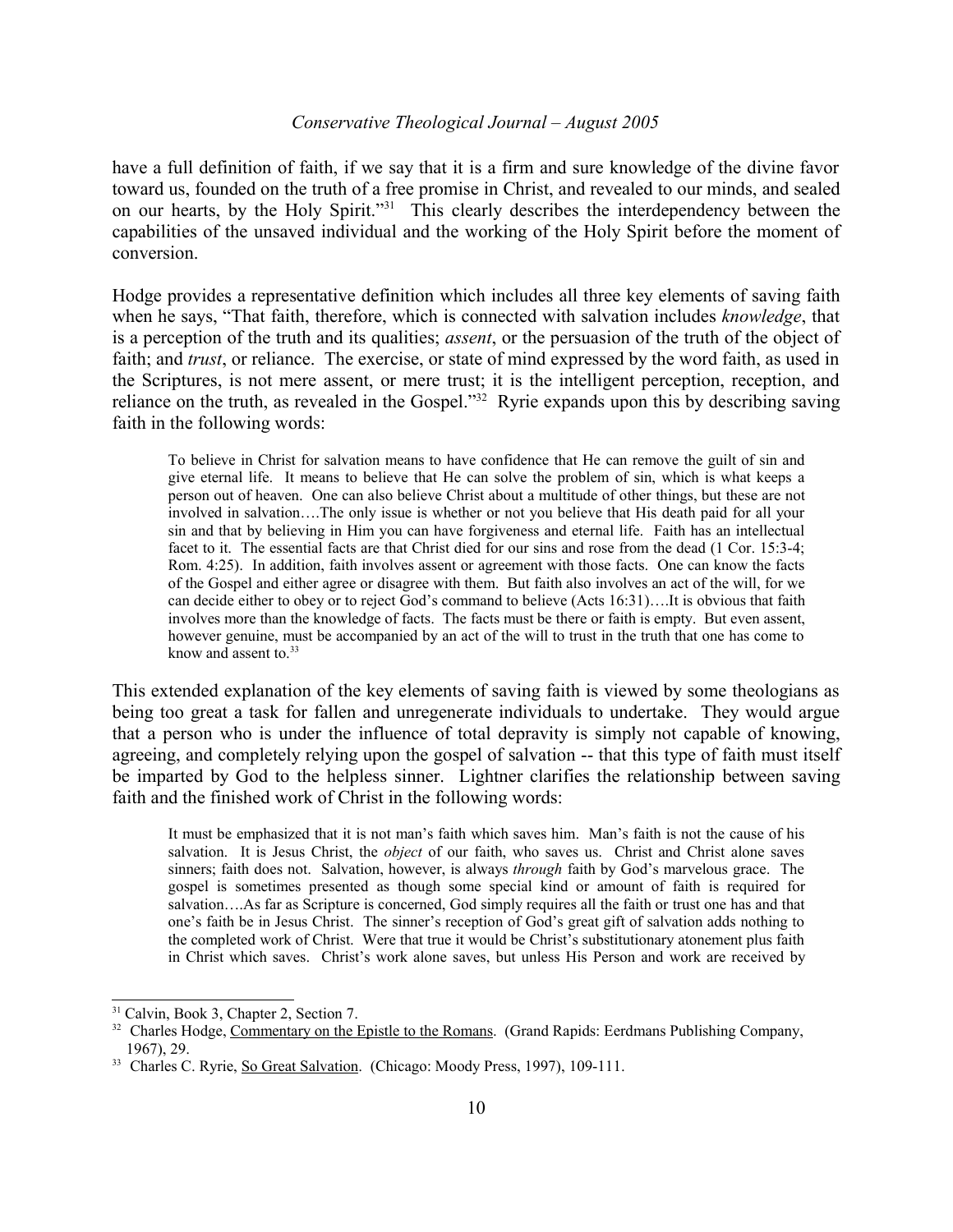have a full definition of faith, if we say that it is a firm and sure knowledge of the divine favor toward us, founded on the truth of a free promise in Christ, and revealed to our minds, and sealed on our hearts, by the Holy Spirit."[31] This clearly describes the interdependency between the capabilities of the unsaved individual and the working of the Holy Spirit before the moment of conversion.

Hodge provides a representative definition which includes all three key elements of saving faith when he says, "That faith, therefore, which is connected with salvation includes *knowledge*, that is a perception of the truth and its qualities; *assent*, or the persuasion of the truth of the object of faith; and *trust*, or reliance. The exercise, or state of mind expressed by the word faith, as used in the Scriptures, is not mere assent, or mere trust; it is the intelligent perception, reception, and reliance on the truth, as revealed in the Gospel."[32] Ryrie expands upon this by describing saving faith in the following words:

> To believe in Christ for salvation means to have confidence that He can remove the guilt of sin and give eternal life. It means to believe that He can solve the problem of sin, which is what keeps a person out of heaven. One can also believe Christ about a multitude of other things, but these are not involved in salvation….The only issue is whether or not you believe that His death paid for all your sin and that by believing in Him you can have forgiveness and eternal life. Faith has an intellectual facet to it. The essential facts are that Christ died for our sins and rose from the dead (1 Cor. 15:3-4; Rom. 4:25). In addition, faith involves assent or agreement with those facts. One can know the facts of the Gospel and either agree or disagree with them. But faith also involves an act of the will, for we can decide either to obey or to reject God's command to believe (Acts 16:31)….It is obvious that faith involves more than the knowledge of facts. The facts must be there or faith is empty. But even assent, however genuine, must be accompanied by an act of the will to trust in the truth that one has come to know and assent to.[33]

This extended explanation of the key elements of saving faith is viewed by some theologians as being too great a task for fallen and unregenerate individuals to undertake. They would argue that a person who is under the influence of total depravity is simply not capable of knowing, agreeing, and completely relying upon the gospel of salvation -- that this type of faith must itself be imparted by God to the helpless sinner. Lightner clarifies the relationship between saving faith and the finished work of Christ in the following words:

> It must be emphasized that it is not man's faith which saves him. Man's faith is not the cause of his salvation. It is Jesus Christ, the *object* of our faith, who saves us. Christ and Christ alone saves sinners; faith does not. Salvation, however, is always *through* faith by God's marvelous grace. The gospel is sometimes presented as though some special kind or amount of faith is required for salvation….As far as Scripture is concerned, God simply requires all the faith or trust one has and that one's faith be in Jesus Christ. The sinner's reception of God's great gift of salvation adds nothing to the completed work of Christ. Were that true it would be Christ's substitutionary atonement plus faith in Christ which saves. Christ's work alone saves, but unless His Person and work are received by

---

[31] Calvin, Book 3, Chapter 2, Section 7.

[32] Charles Hodge, Commentary on the Epistle to the Romans. (Grand Rapids: Eerdmans Publishing Company, 1967), 29.

[33] Charles C. Ryrie, So Great Salvation. (Chicago: Moody Press, 1997), 109-111.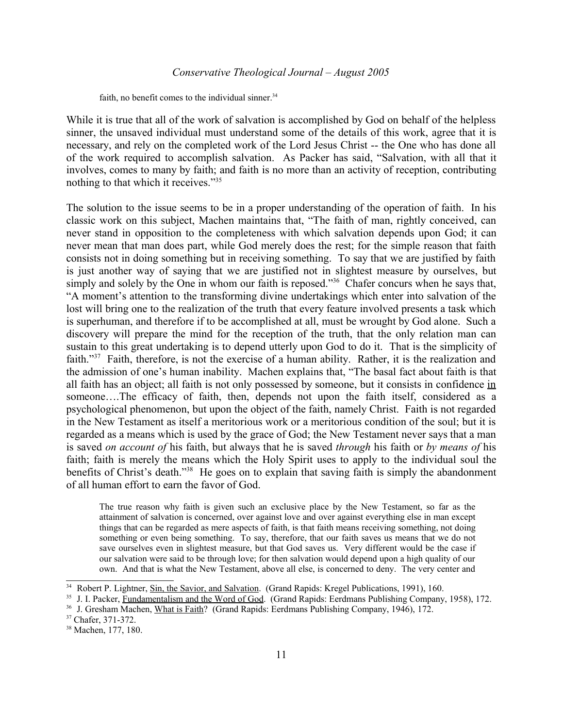faith, no benefit comes to the individual sinner.[34]

While it is true that all of the work of salvation is accomplished by God on behalf of the helpless sinner, the unsaved individual must understand some of the details of this work, agree that it is necessary, and rely on the completed work of the Lord Jesus Christ -- the One who has done all of the work required to accomplish salvation. As Packer has said, "Salvation, with all that it involves, comes to many by faith; and faith is no more than an activity of reception, contributing nothing to that which it receives."[35]

The solution to the issue seems to be in a proper understanding of the operation of faith. In his classic work on this subject, Machen maintains that, "The faith of man, rightly conceived, can never stand in opposition to the completeness with which salvation depends upon God; it can never mean that man does part, while God merely does the rest; for the simple reason that faith consists not in doing something but in receiving something. To say that we are justified by faith is just another way of saying that we are justified not in slightest measure by ourselves, but simply and solely by the One in whom our faith is reposed."[36] Chafer concurs when he says that, "A moment's attention to the transforming divine undertakings which enter into salvation of the lost will bring one to the realization of the truth that every feature involved presents a task which is superhuman, and therefore if to be accomplished at all, must be wrought by God alone. Such a discovery will prepare the mind for the reception of the truth, that the only relation man can sustain to this great undertaking is to depend utterly upon God to do it. That is the simplicity of faith."[37] Faith, therefore, is not the exercise of a human ability. Rather, it is the realization and the admission of one's human inability. Machen explains that, "The basal fact about faith is that all faith has an object; all faith is not only possessed by someone, but it consists in confidence <u>in</u> someone….The efficacy of faith, then, depends not upon the faith itself, considered as a psychological phenomenon, but upon the object of the faith, namely Christ. Faith is not regarded in the New Testament as itself a meritorious work or a meritorious condition of the soul; but it is regarded as a means which is used by the grace of God; the New Testament never says that a man is saved *on account of* his faith, but always that he is saved *through* his faith or *by means of* his faith; faith is merely the means which the Holy Spirit uses to apply to the individual soul the benefits of Christ's death."[38] He goes on to explain that saving faith is simply the abandonment of all human effort to earn the favor of God.

> The true reason why faith is given such an exclusive place by the New Testament, so far as the attainment of salvation is concerned, over against love and over against everything else in man except things that can be regarded as mere aspects of faith, is that faith means receiving something, not doing something or even being something. To say, therefore, that our faith saves us means that we do not save ourselves even in slightest measure, but that God saves us. Very different would be the case if our salvation were said to be through love; for then salvation would depend upon a high quality of our own. And that is what the New Testament, above all else, is concerned to deny. The very center and

---

[34] Robert P. Lightner, <u>Sin, the Savior, and Salvation</u>. (Grand Rapids: Kregel Publications, 1991), 160.

[35] J. I. Packer, <u>Fundamentalism and the Word of God</u>. (Grand Rapids: Eerdmans Publishing Company, 1958), 172.

[36] J. Gresham Machen, <u>What is Faith</u>? (Grand Rapids: Eerdmans Publishing Company, 1946), 172.

[37] Chafer, 371-372.

[38] Machen, 177, 180.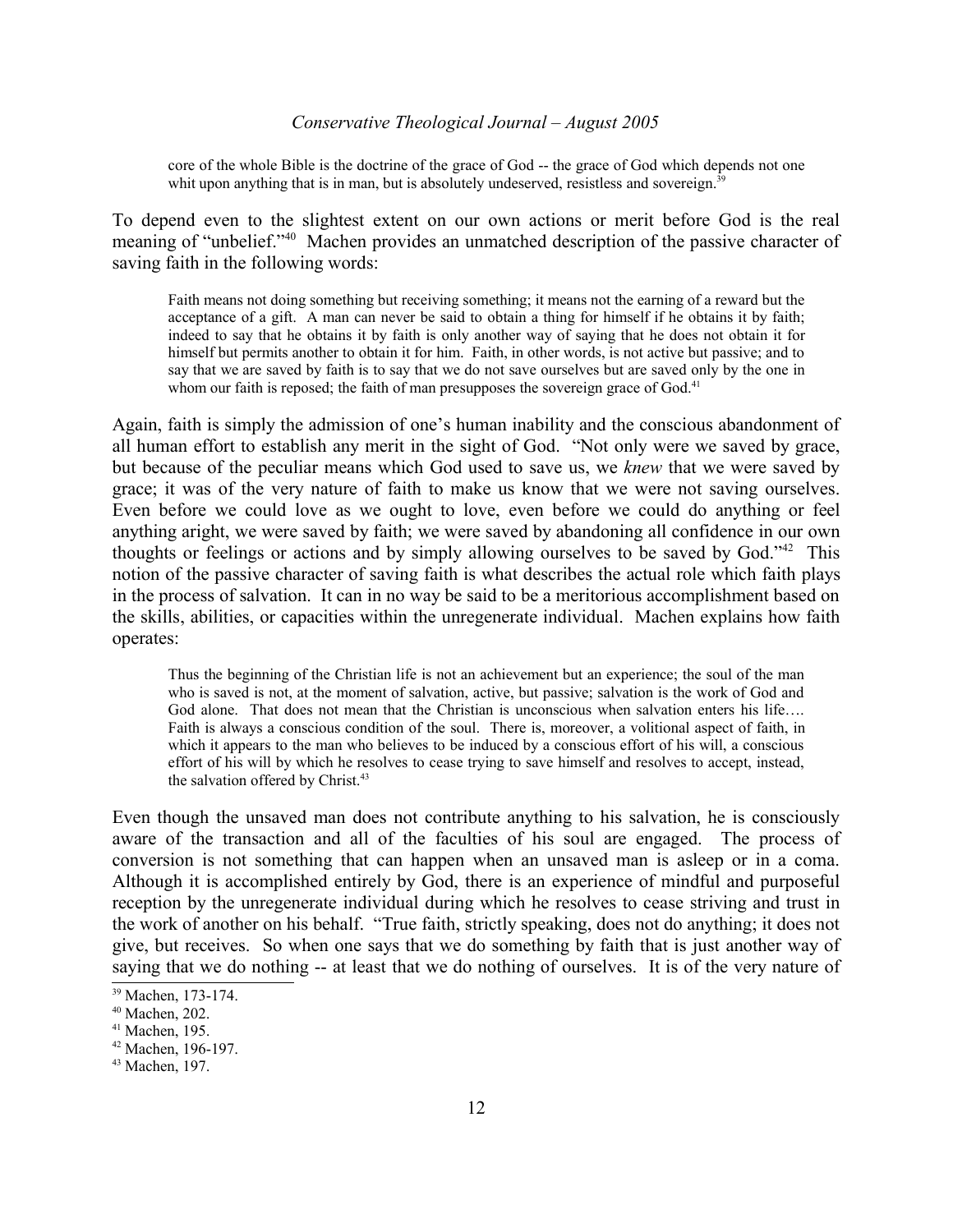> core of the whole Bible is the doctrine of the grace of God -- the grace of God which depends not one whit upon anything that is in man, but is absolutely undeserved, resistless and sovereign.[39]

To depend even to the slightest extent on our own actions or merit before God is the real meaning of "unbelief."[40] Machen provides an unmatched description of the passive character of saving faith in the following words:

> Faith means not doing something but receiving something; it means not the earning of a reward but the acceptance of a gift. A man can never be said to obtain a thing for himself if he obtains it by faith; indeed to say that he obtains it by faith is only another way of saying that he does not obtain it for himself but permits another to obtain it for him. Faith, in other words, is not active but passive; and to say that we are saved by faith is to say that we do not save ourselves but are saved only by the one in whom our faith is reposed; the faith of man presupposes the sovereign grace of God.[41]

Again, faith is simply the admission of one's human inability and the conscious abandonment of all human effort to establish any merit in the sight of God. "Not only were we saved by grace, but because of the peculiar means which God used to save us, we *knew* that we were saved by grace; it was of the very nature of faith to make us know that we were not saving ourselves. Even before we could love as we ought to love, even before we could do anything or feel anything aright, we were saved by faith; we were saved by abandoning all confidence in our own thoughts or feelings or actions and by simply allowing ourselves to be saved by God."[42] This notion of the passive character of saving faith is what describes the actual role which faith plays in the process of salvation. It can in no way be said to be a meritorious accomplishment based on the skills, abilities, or capacities within the unregenerate individual. Machen explains how faith operates:

> Thus the beginning of the Christian life is not an achievement but an experience; the soul of the man who is saved is not, at the moment of salvation, active, but passive; salvation is the work of God and God alone. That does not mean that the Christian is unconscious when salvation enters his life…. Faith is always a conscious condition of the soul. There is, moreover, a volitional aspect of faith, in which it appears to the man who believes to be induced by a conscious effort of his will, a conscious effort of his will by which he resolves to cease trying to save himself and resolves to accept, instead, the salvation offered by Christ.[43]

Even though the unsaved man does not contribute anything to his salvation, he is consciously aware of the transaction and all of the faculties of his soul are engaged. The process of conversion is not something that can happen when an unsaved man is asleep or in a coma. Although it is accomplished entirely by God, there is an experience of mindful and purposeful reception by the unregenerate individual during which he resolves to cease striving and trust in the work of another on his behalf. "True faith, strictly speaking, does not do anything; it does not give, but receives. So when one says that we do something by faith that is just another way of saying that we do nothing -- at least that we do nothing of ourselves. It is of the very nature of

---

[39] Machen, 173-174.

[40] Machen, 202.

[41] Machen, 195.

[42] Machen, 196-197.

[43] Machen, 197.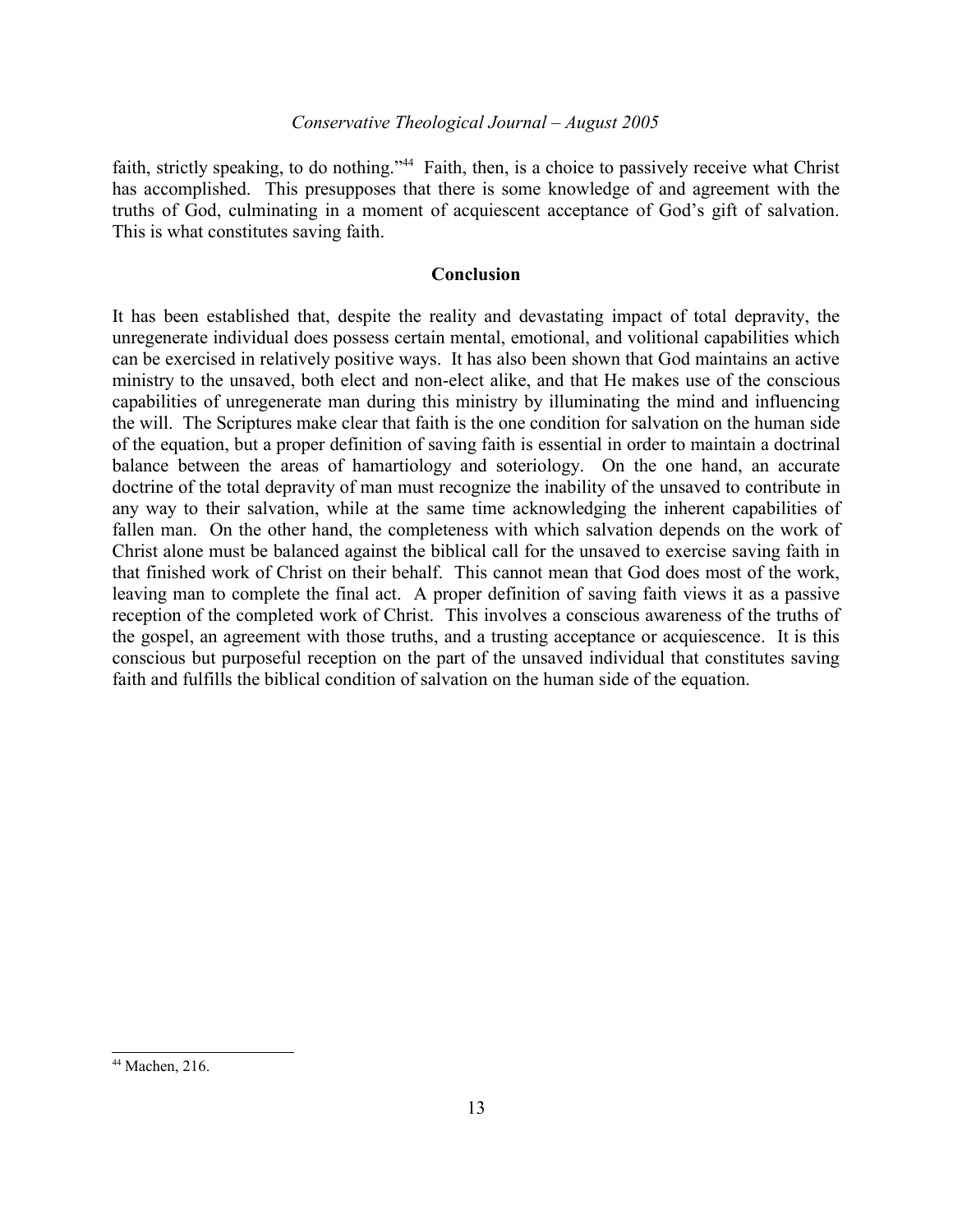faith, strictly speaking, to do nothing."[44] Faith, then, is a choice to passively receive what Christ has accomplished. This presupposes that there is some knowledge of and agreement with the truths of God, culminating in a moment of acquiescent acceptance of God's gift of salvation. This is what constitutes saving faith.

## Conclusion

It has been established that, despite the reality and devastating impact of total depravity, the unregenerate individual does possess certain mental, emotional, and volitional capabilities which can be exercised in relatively positive ways. It has also been shown that God maintains an active ministry to the unsaved, both elect and non-elect alike, and that He makes use of the conscious capabilities of unregenerate man during this ministry by illuminating the mind and influencing the will. The Scriptures make clear that faith is the one condition for salvation on the human side of the equation, but a proper definition of saving faith is essential in order to maintain a doctrinal balance between the areas of hamartiology and soteriology. On the one hand, an accurate doctrine of the total depravity of man must recognize the inability of the unsaved to contribute in any way to their salvation, while at the same time acknowledging the inherent capabilities of fallen man. On the other hand, the completeness with which salvation depends on the work of Christ alone must be balanced against the biblical call for the unsaved to exercise saving faith in that finished work of Christ on their behalf. This cannot mean that God does most of the work, leaving man to complete the final act. A proper definition of saving faith views it as a passive reception of the completed work of Christ. This involves a conscious awareness of the truths of the gospel, an agreement with those truths, and a trusting acceptance or acquiescence. It is this conscious but purposeful reception on the part of the unsaved individual that constitutes saving faith and fulfills the biblical condition of salvation on the human side of the equation.

[44] Machen, 216.